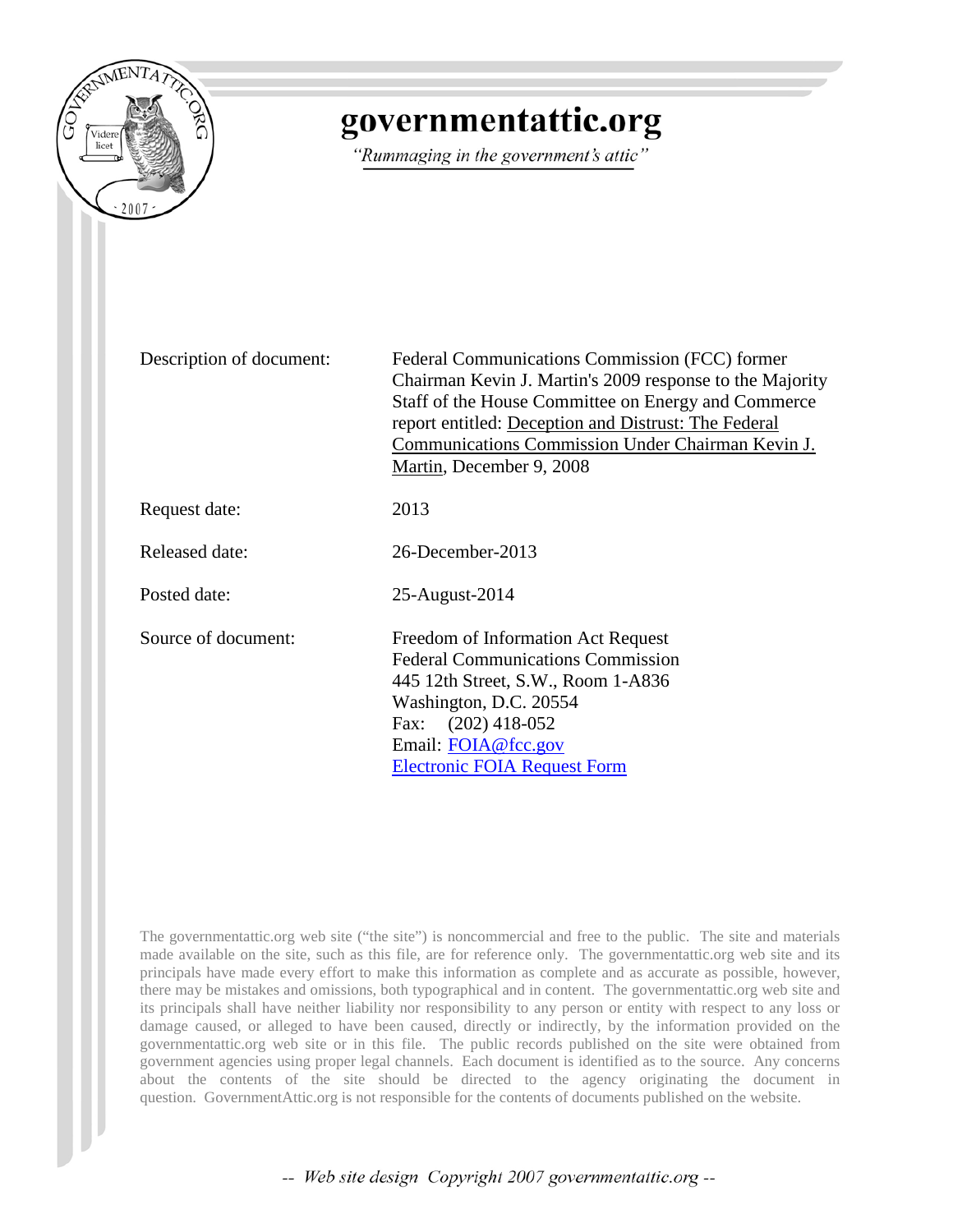# governmentattic.org

*"Rummaging in the government's attic"*

| | |
|---|---|
| Description of document: | Federal Communications Commission (FCC) former Chairman Kevin J. Martin's 2009 response to the Majority Staff of the House Committee on Energy and Commerce report entitled: Deception and Distrust: The Federal Communications Commission Under Chairman Kevin J. Martin, December 9, 2008 |
| Request date: | 2013 |
| Released date: | 26-December-2013 |
| Posted date: | 25-August-2014 |
| Source of document: | Freedom of Information Act Request<br>Federal Communications Commission<br>445 12th Street, S.W., Room 1-A836<br>Washington, D.C. 20554<br>Fax: (202) 418-052<br>Email: FOIA@fcc.gov<br>Electronic FOIA Request Form |

The governmentattic.org web site ("the site") is noncommercial and free to the public. The site and materials made available on the site, such as this file, are for reference only. The governmentattic.org web site and its principals have made every effort to make this information as complete and as accurate as possible, however, there may be mistakes and omissions, both typographical and in content. The governmentattic.org web site and its principals shall have neither liability nor responsibility to any person or entity with respect to any loss or damage caused, or alleged to have been caused, directly or indirectly, by the information provided on the governmentattic.org web site or in this file. The public records published on the site were obtained from government agencies using proper legal channels. Each document is identified as to the source. Any concerns about the contents of the site should be directed to the agency originating the document in question. GovernmentAttic.org is not responsible for the contents of documents published on the website.

-- Web site design Copyright 2007 governmentattic.org --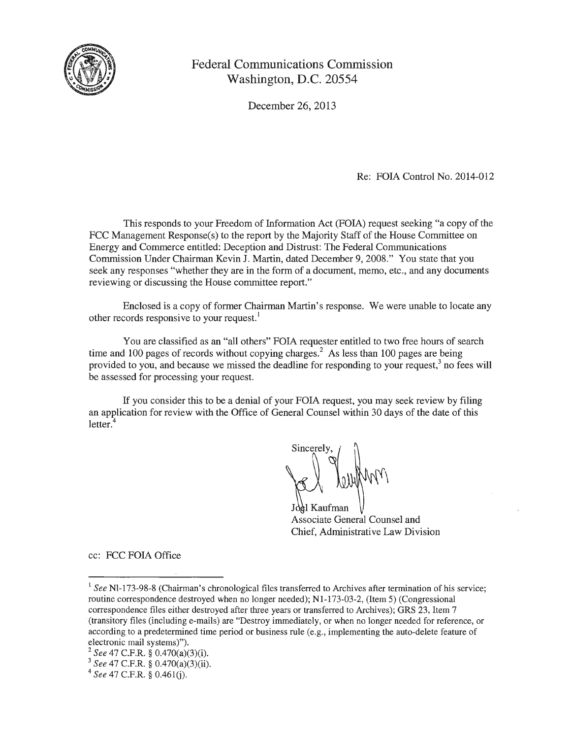Federal Communications Commission
Washington, D.C. 20554

December 26, 2013

Re: FOIA Control No. 2014-012

This responds to your Freedom of Information Act (FOIA) request seeking "a copy of the FCC Management Response(s) to the report by the Majority Staff of the House Committee on Energy and Commerce entitled: Deception and Distrust: The Federal Communications Commission Under Chairman Kevin J. Martin, dated December 9, 2008." You state that you seek any responses "whether they are in the form of a document, memo, etc., and any documents reviewing or discussing the House committee report."

Enclosed is a copy of former Chairman Martin's response. We were unable to locate any other records responsive to your request.[1]

You are classified as an "all others" FOIA requester entitled to two free hours of search time and 100 pages of records without copying charges.[2] As less than 100 pages are being provided to you, and because we missed the deadline for responding to your request,[3] no fees will be assessed for processing your request.

If you consider this to be a denial of your FOIA request, you may seek review by filing an application for review with the Office of General Counsel within 30 days of the date of this letter.[4]

Sincerely,

Joel Kaufman
Associate General Counsel and
Chief, Administrative Law Division

cc: FCC FOIA Office

---

[1] *See* Nl-173-98-8 (Chairman's chronological files transferred to Archives after termination of his service; routine correspondence destroyed when no longer needed); N1-173-03-2, (Item 5) (Congressional correspondence files either destroyed after three years or transferred to Archives); GRS 23, Item 7 (transitory files (including e-mails) are "Destroy immediately, or when no longer needed for reference, or according to a predetermined time period or business rule (e.g., implementing the auto-delete feature of electronic mail systems)").

[2] *See* 47 C.F.R. § 0.470(a)(3)(i).

[3] *See* 47 C.F.R. § 0.470(a)(3)(ii).

[4] *See* 47 C.F.R. § 0.461(j).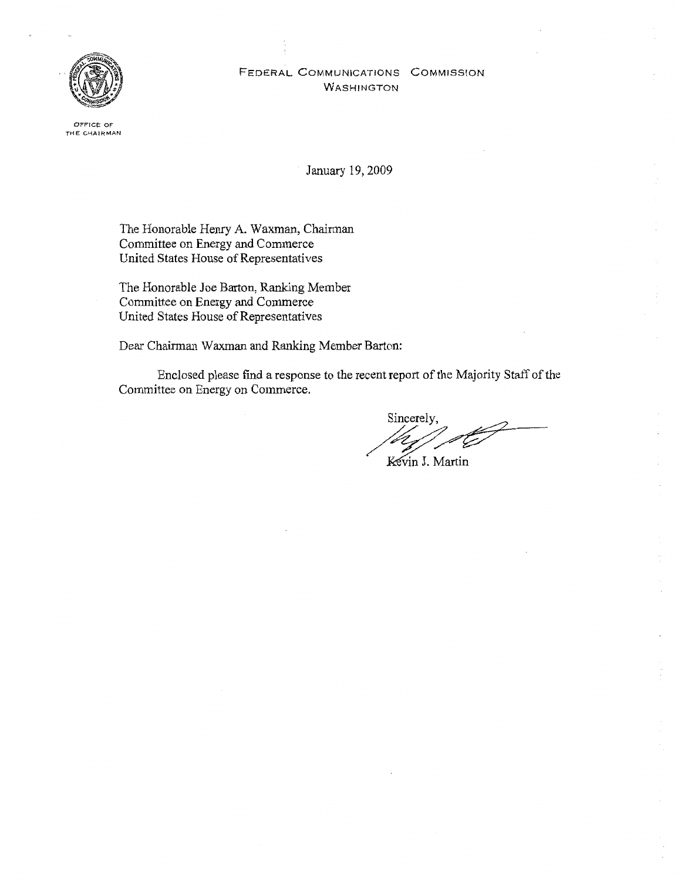FEDERAL COMMUNICATIONS COMMISSION
WASHINGTON

OFFICE OF
THE CHAIRMAN

January 19, 2009

The Honorable Henry A. Waxman, Chairman
Committee on Energy and Commerce
United States House of Representatives

The Honorable Joe Barton, Ranking Member
Committee on Energy and Commerce
United States House of Representatives

Dear Chairman Waxman and Ranking Member Barton:

Enclosed please find a response to the recent report of the Majority Staff of the Committee on Energy on Commerce.

Sincerely,

Kevin J. Martin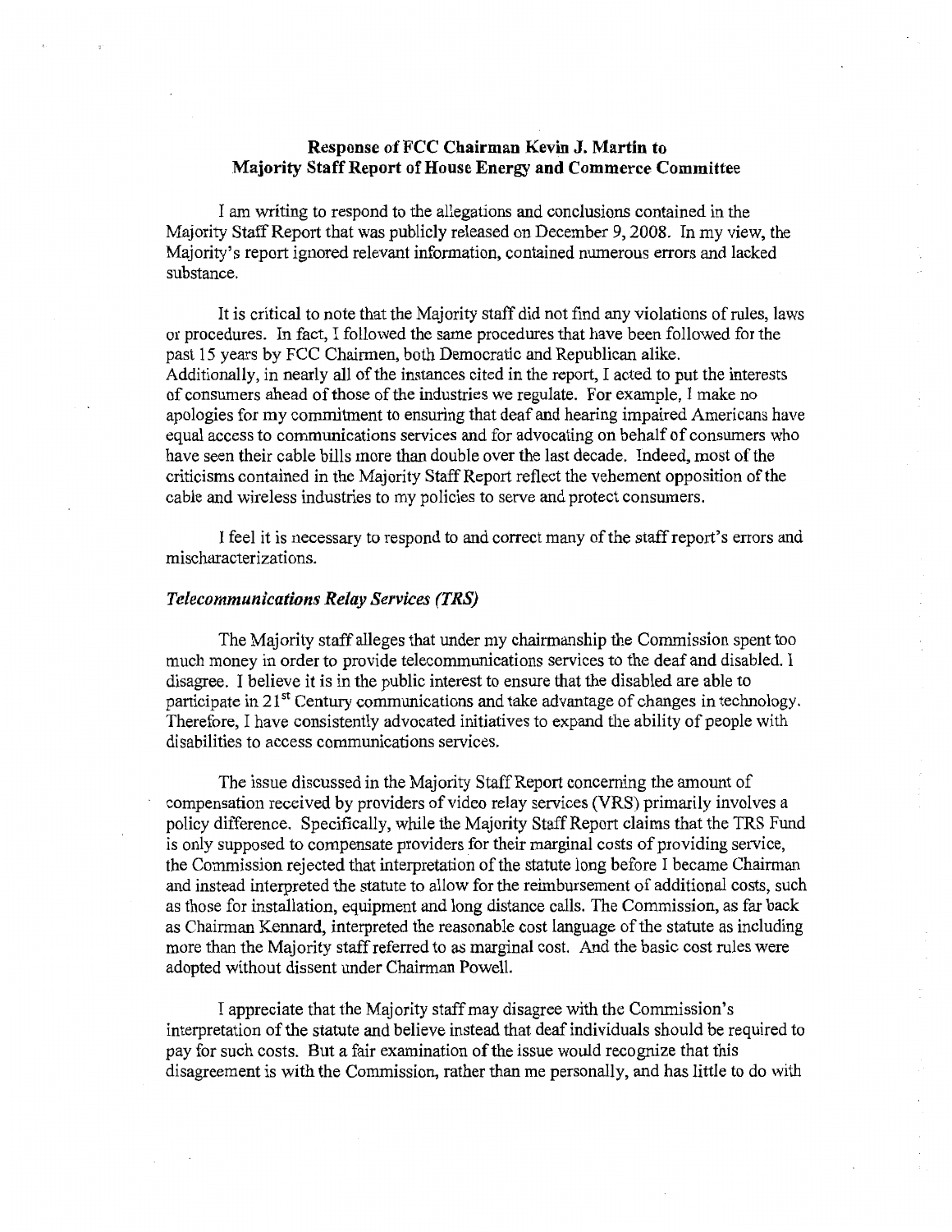**Response of FCC Chairman Kevin J. Martin to Majority Staff Report of House Energy and Commerce Committee**

I am writing to respond to the allegations and conclusions contained in the Majority Staff Report that was publicly released on December 9, 2008. In my view, the Majority's report ignored relevant information, contained numerous errors and lacked substance.

It is critical to note that the Majority staff did not find any violations of rules, laws or procedures. In fact, I followed the same procedures that have been followed for the past 15 years by FCC Chairmen, both Democratic and Republican alike. Additionally, in nearly all of the instances cited in the report, I acted to put the interests of consumers ahead of those of the industries we regulate. For example, I make no apologies for my commitment to ensuring that deaf and hearing impaired Americans have equal access to communications services and for advocating on behalf of consumers who have seen their cable bills more than double over the last decade. Indeed, most of the criticisms contained in the Majority Staff Report reflect the vehement opposition of the cable and wireless industries to my policies to serve and protect consumers.

I feel it is necessary to respond to and correct many of the staff report's errors and mischaracterizations.

### *Telecommunications Relay Services (TRS)*

The Majority staff alleges that under my chairmanship the Commission spent too much money in order to provide telecommunications services to the deaf and disabled. I disagree. I believe it is in the public interest to ensure that the disabled are able to participate in 21st Century communications and take advantage of changes in technology. Therefore, I have consistently advocated initiatives to expand the ability of people with disabilities to access communications services.

The issue discussed in the Majority Staff Report concerning the amount of compensation received by providers of video relay services (VRS) primarily involves a policy difference. Specifically, while the Majority Staff Report claims that the TRS Fund is only supposed to compensate providers for their marginal costs of providing service, the Commission rejected that interpretation of the statute long before I became Chairman and instead interpreted the statute to allow for the reimbursement of additional costs, such as those for installation, equipment and long distance calls. The Commission, as far back as Chairman Kennard, interpreted the reasonable cost language of the statute as including more than the Majority staff referred to as marginal cost. And the basic cost rules were adopted without dissent under Chairman Powell.

I appreciate that the Majority staff may disagree with the Commission's interpretation of the statute and believe instead that deaf individuals should be required to pay for such costs. But a fair examination of the issue would recognize that this disagreement is with the Commission, rather than me personally, and has little to do with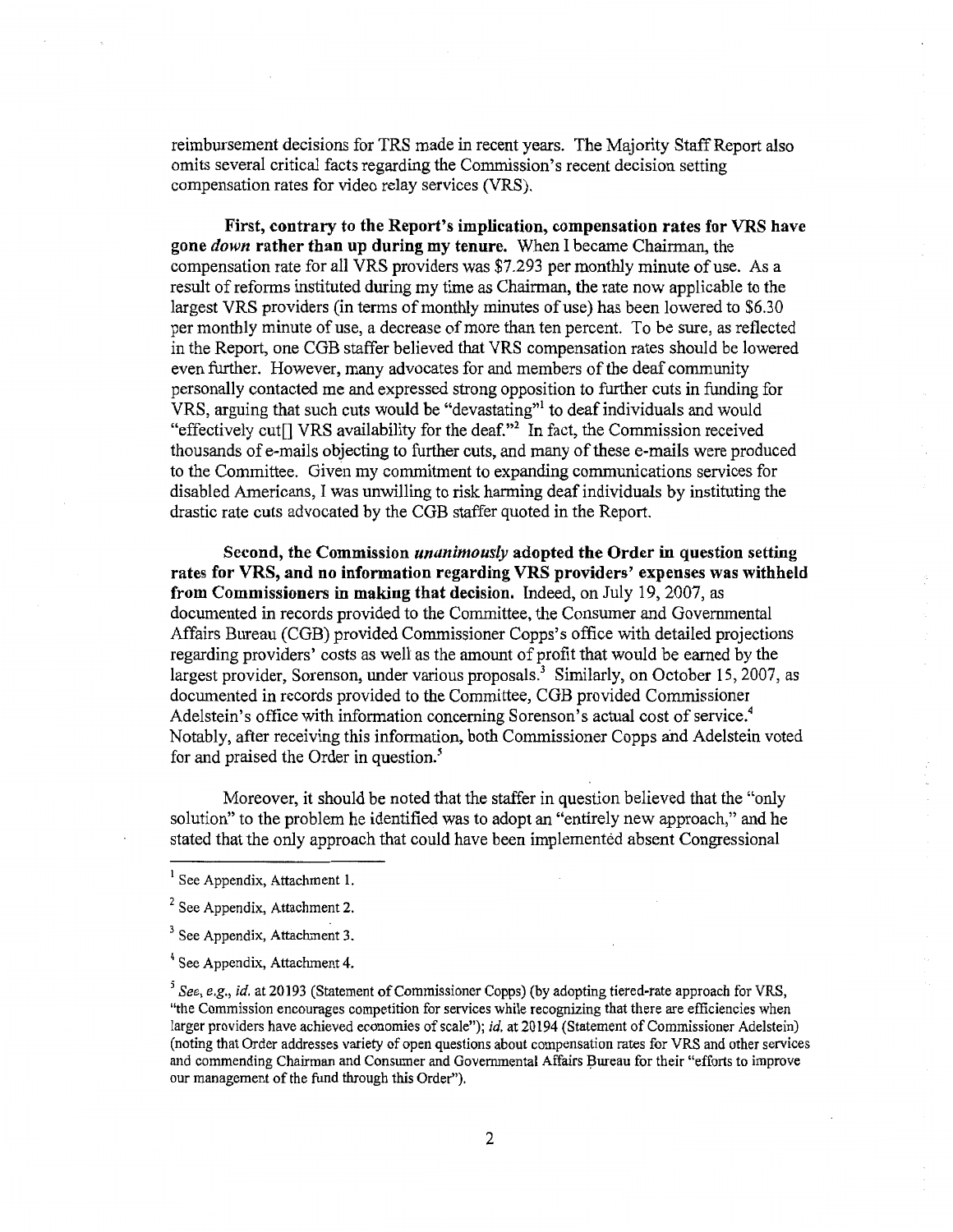reimbursement decisions for TRS made in recent years. The Majority Staff Report also omits several critical facts regarding the Commission's recent decision setting compensation rates for video relay services (VRS).

**First, contrary to the Report's implication, compensation rates for VRS have gone *down* rather than up during my tenure.** When I became Chairman, the compensation rate for all VRS providers was $7.293 per monthly minute of use. As a result of reforms instituted during my time as Chairman, the rate now applicable to the largest VRS providers (in terms of monthly minutes of use) has been lowered to $6.30 per monthly minute of use, a decrease of more than ten percent. To be sure, as reflected in the Report, one CGB staffer believed that VRS compensation rates should be lowered even further. However, many advocates for and members of the deaf community personally contacted me and expressed strong opposition to further cuts in funding for VRS, arguing that such cuts would be "devastating"[1] to deaf individuals and would "effectively cut[] VRS availability for the deaf."[2] In fact, the Commission received thousands of e-mails objecting to further cuts, and many of these e-mails were produced to the Committee. Given my commitment to expanding communications services for disabled Americans, I was unwilling to risk harming deaf individuals by instituting the drastic rate cuts advocated by the CGB staffer quoted in the Report.

**Second, the Commission *unanimously* adopted the Order in question setting rates for VRS, and no information regarding VRS providers' expenses was withheld from Commissioners in making that decision.** Indeed, on July 19, 2007, as documented in records provided to the Committee, the Consumer and Governmental Affairs Bureau (CGB) provided Commissioner Copps's office with detailed projections regarding providers' costs as well as the amount of profit that would be earned by the largest provider, Sorenson, under various proposals.[3] Similarly, on October 15, 2007, as documented in records provided to the Committee, CGB provided Commissioner Adelstein's office with information concerning Sorenson's actual cost of service.[4] Notably, after receiving this information, both Commissioner Copps and Adelstein voted for and praised the Order in question.[5]

Moreover, it should be noted that the staffer in question believed that the "only solution" to the problem he identified was to adopt an "entirely new approach," and he stated that the only approach that could have been implemented absent Congressional

---

[1] See Appendix, Attachment 1.

[2] See Appendix, Attachment 2.

[3] See Appendix, Attachment 3.

[4] See Appendix, Attachment 4.

[5] *See, e.g., id.* at 20193 (Statement of Commissioner Copps) (by adopting tiered-rate approach for VRS, "the Commission encourages competition for services while recognizing that there are efficiencies when larger providers have achieved economies of scale"); *id.* at 20194 (Statement of Commissioner Adelstein) (noting that Order addresses variety of open questions about compensation rates for VRS and other services and commending Chairman and Consumer and Governmental Affairs Bureau for their "efforts to improve our management of the fund through this Order").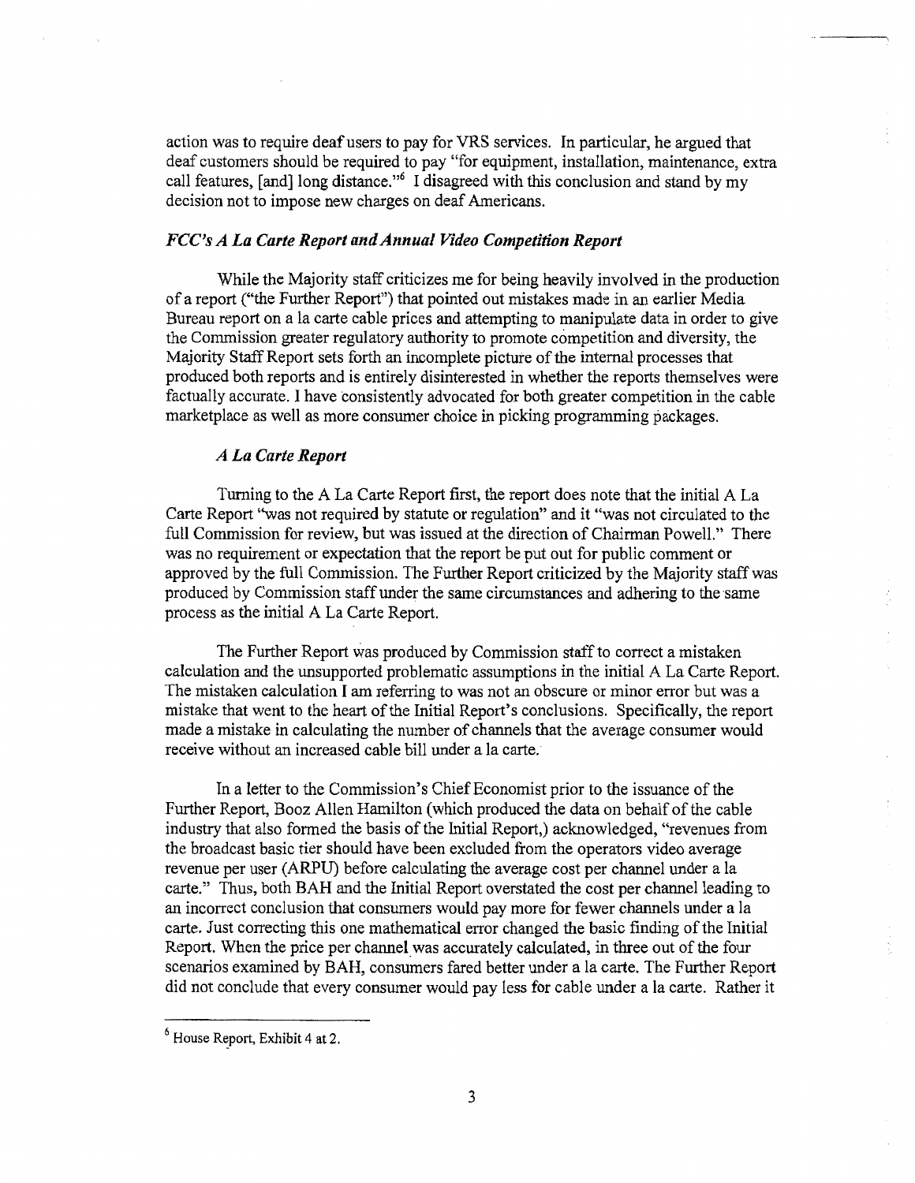action was to require deaf users to pay for VRS services. In particular, he argued that deaf customers should be required to pay "for equipment, installation, maintenance, extra call features, [and] long distance."[6] I disagreed with this conclusion and stand by my decision not to impose new charges on deaf Americans.

### *FCC's A La Carte Report and Annual Video Competition Report*

While the Majority staff criticizes me for being heavily involved in the production of a report ("the Further Report") that pointed out mistakes made in an earlier Media Bureau report on a la carte cable prices and attempting to manipulate data in order to give the Commission greater regulatory authority to promote competition and diversity, the Majority Staff Report sets forth an incomplete picture of the internal processes that produced both reports and is entirely disinterested in whether the reports themselves were factually accurate. I have consistently advocated for both greater competition in the cable marketplace as well as more consumer choice in picking programming packages.

#### *A La Carte Report*

Turning to the A La Carte Report first, the report does note that the initial A La Carte Report "was not required by statute or regulation" and it "was not circulated to the full Commission for review, but was issued at the direction of Chairman Powell." There was no requirement or expectation that the report be put out for public comment or approved by the full Commission. The Further Report criticized by the Majority staff was produced by Commission staff under the same circumstances and adhering to the same process as the initial A La Carte Report.

The Further Report was produced by Commission staff to correct a mistaken calculation and the unsupported problematic assumptions in the initial A La Carte Report. The mistaken calculation I am referring to was not an obscure or minor error but was a mistake that went to the heart of the Initial Report's conclusions. Specifically, the report made a mistake in calculating the number of channels that the average consumer would receive without an increased cable bill under a la carte.

In a letter to the Commission's Chief Economist prior to the issuance of the Further Report, Booz Allen Hamilton (which produced the data on behalf of the cable industry that also formed the basis of the Initial Report,) acknowledged, "revenues from the broadcast basic tier should have been excluded from the operators video average revenue per user (ARPU) before calculating the average cost per channel under a la carte." Thus, both BAH and the Initial Report overstated the cost per channel leading to an incorrect conclusion that consumers would pay more for fewer channels under a la carte. Just correcting this one mathematical error changed the basic finding of the Initial Report. When the price per channel was accurately calculated, in three out of the four scenarios examined by BAH, consumers fared better under a la carte. The Further Report did not conclude that every consumer would pay less for cable under a la carte. Rather it

---

[6] House Report, Exhibit 4 at 2.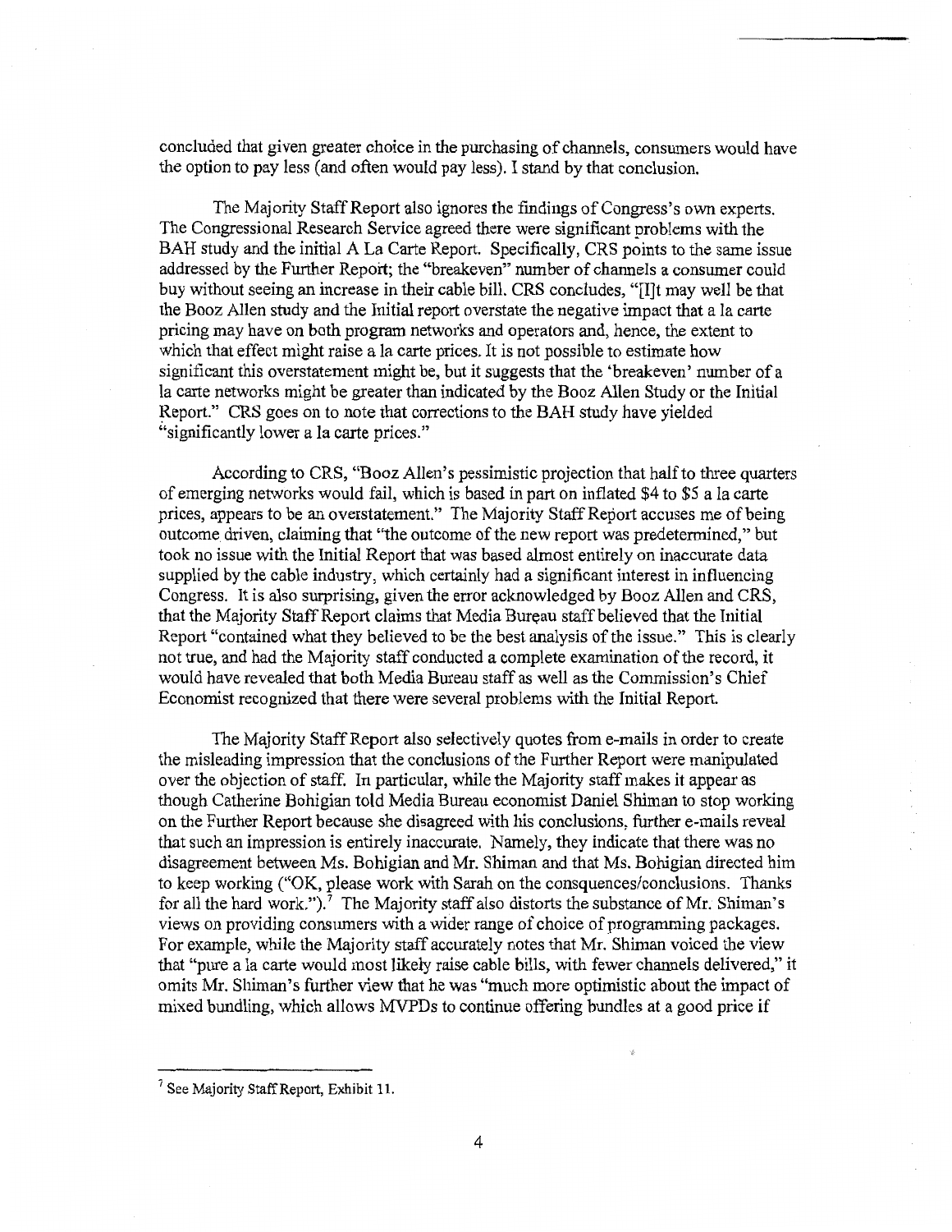concluded that given greater choice in the purchasing of channels, consumers would have the option to pay less (and often would pay less). I stand by that conclusion.

The Majority Staff Report also ignores the findings of Congress's own experts. The Congressional Research Service agreed there were significant problems with the BAH study and the initial A La Carte Report. Specifically, CRS points to the same issue addressed by the Further Report; the "breakeven" number of channels a consumer could buy without seeing an increase in their cable bill. CRS concludes, "[I]t may well be that the Booz Allen study and the Initial report overstate the negative impact that a la carte pricing may have on both program networks and operators and, hence, the extent to which that effect might raise a la carte prices. It is not possible to estimate how significant this overstatement might be, but it suggests that the 'breakeven' number of a la carte networks might be greater than indicated by the Booz Allen Study or the Initial Report." CRS goes on to note that corrections to the BAH study have yielded "significantly lower a la carte prices."

According to CRS, "Booz Allen's pessimistic projection that half to three quarters of emerging networks would fail, which is based in part on inflated $4 to $5 a la carte prices, appears to be an overstatement." The Majority Staff Report accuses me of being outcome driven, claiming that "the outcome of the new report was predetermined," but took no issue with the Initial Report that was based almost entirely on inaccurate data supplied by the cable industry, which certainly had a significant interest in influencing Congress. It is also surprising, given the error acknowledged by Booz Allen and CRS, that the Majority Staff Report claims that Media Bureau staff believed that the Initial Report "contained what they believed to be the best analysis of the issue." This is clearly not true, and had the Majority staff conducted a complete examination of the record, it would have revealed that both Media Bureau staff as well as the Commission's Chief Economist recognized that there were several problems with the Initial Report.

The Majority Staff Report also selectively quotes from e-mails in order to create the misleading impression that the conclusions of the Further Report were manipulated over the objection of staff. In particular, while the Majority staff makes it appear as though Catherine Bohigian told Media Bureau economist Daniel Shiman to stop working on the Further Report because she disagreed with his conclusions, further e-mails reveal that such an impression is entirely inaccurate. Namely, they indicate that there was no disagreement between Ms. Bohigian and Mr. Shiman and that Ms. Bohigian directed him to keep working ("OK, please work with Sarah on the consquences/conclusions. Thanks for all the hard work.").[7] The Majority staff also distorts the substance of Mr. Shiman's views on providing consumers with a wider range of choice of programming packages. For example, while the Majority staff accurately notes that Mr. Shiman voiced the view that "pure a la carte would most likely raise cable bills, with fewer channels delivered," it omits Mr. Shiman's further view that he was "much more optimistic about the impact of mixed bundling, which allows MVPDs to continue offering bundles at a good price if

---

[7] See Majority Staff Report, Exhibit 11.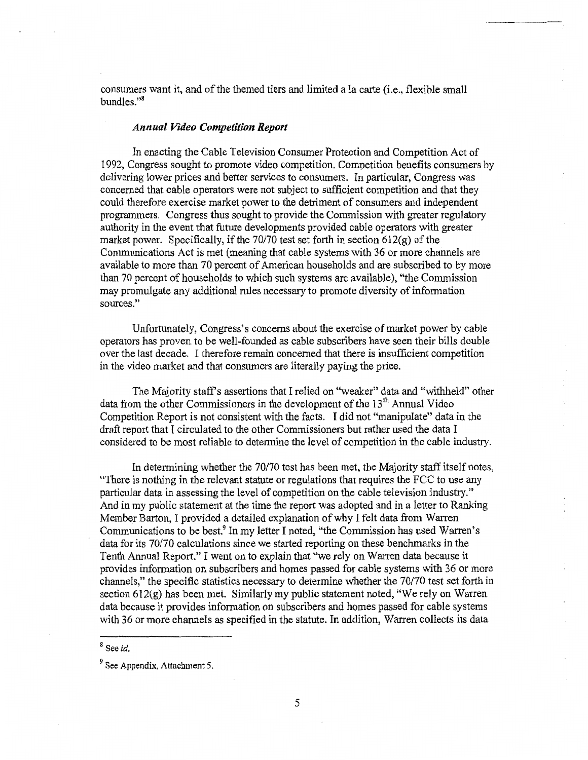consumers want it, and of the themed tiers and limited a la carte (i.e., flexible small bundles."[8]

### *Annual Video Competition Report*

In enacting the Cable Television Consumer Protection and Competition Act of 1992, Congress sought to promote video competition. Competition benefits consumers by delivering lower prices and better services to consumers. In particular, Congress was concerned that cable operators were not subject to sufficient competition and that they could therefore exercise market power to the detriment of consumers and independent programmers. Congress thus sought to provide the Commission with greater regulatory authority in the event that future developments provided cable operators with greater market power. Specifically, if the 70/70 test set forth in section 612(g) of the Communications Act is met (meaning that cable systems with 36 or more channels are available to more than 70 percent of American households and are subscribed to by more than 70 percent of households to which such systems are available), "the Commission may promulgate any additional rules necessary to promote diversity of information sources."

Unfortunately, Congress's concerns about the exercise of market power by cable operators has proven to be well-founded as cable subscribers have seen their bills double over the last decade. I therefore remain concerned that there is insufficient competition in the video market and that consumers are literally paying the price.

The Majority staff's assertions that I relied on "weaker" data and "withheld" other data from the other Commissioners in the development of the 13th Annual Video Competition Report is not consistent with the facts. I did not "manipulate" data in the draft report that I circulated to the other Commissioners but rather used the data I considered to be most reliable to determine the level of competition in the cable industry.

In determining whether the 70/70 test has been met, the Majority staff itself notes, "There is nothing in the relevant statute or regulations that requires the FCC to use any particular data in assessing the level of competition on the cable television industry." And in my public statement at the time the report was adopted and in a letter to Ranking Member Barton, I provided a detailed explanation of why I felt data from Warren Communications to be best.[9] In my letter I noted, "the Commission has used Warren's data for its 70/70 calculations since we started reporting on these benchmarks in the Tenth Annual Report." I went on to explain that "we rely on Warren data because it provides information on subscribers and homes passed for cable systems with 36 or more channels," the specific statistics necessary to determine whether the 70/70 test set forth in section 612(g) has been met. Similarly my public statement noted, "We rely on Warren data because it provides information on subscribers and homes passed for cable systems with 36 or more channels as specified in the statute. In addition, Warren collects its data

---

[8] See *id.*

[9] See Appendix, Attachment 5.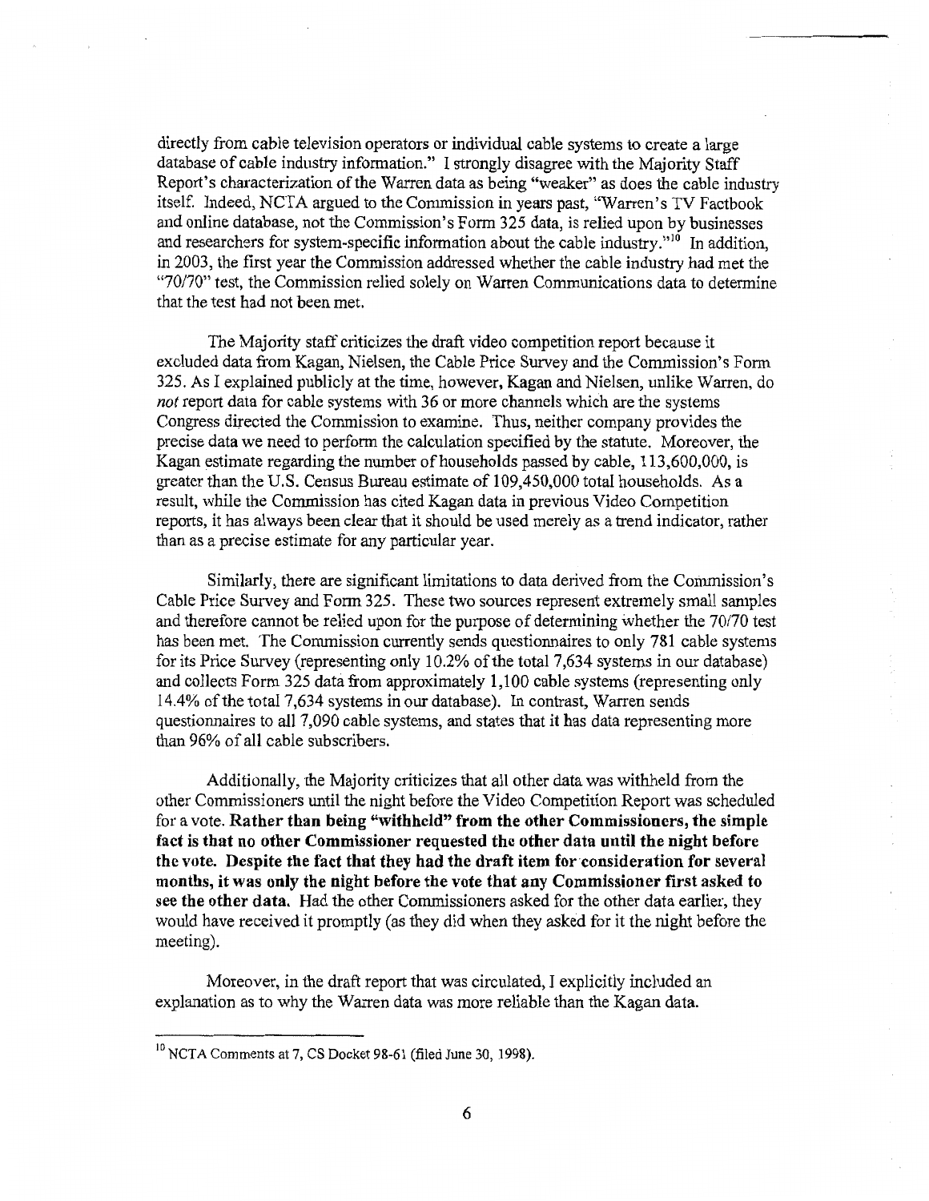directly from cable television operators or individual cable systems to create a large database of cable industry information." I strongly disagree with the Majority Staff Report's characterization of the Warren data as being "weaker" as does the cable industry itself. Indeed, NCTA argued to the Commission in years past, "Warren's TV Factbook and online database, not the Commission's Form 325 data, is relied upon by businesses and researchers for system-specific information about the cable industry."[10] In addition, in 2003, the first year the Commission addressed whether the cable industry had met the "70/70" test, the Commission relied solely on Warren Communications data to determine that the test had not been met.

The Majority staff criticizes the draft video competition report because it excluded data from Kagan, Nielsen, the Cable Price Survey and the Commission's Form 325. As I explained publicly at the time, however, Kagan and Nielsen, unlike Warren, do *not* report data for cable systems with 36 or more channels which are the systems Congress directed the Commission to examine. Thus, neither company provides the precise data we need to perform the calculation specified by the statute. Moreover, the Kagan estimate regarding the number of households passed by cable, 113,600,000, is greater than the U.S. Census Bureau estimate of 109,450,000 total households. As a result, while the Commission has cited Kagan data in previous Video Competition reports, it has always been clear that it should be used merely as a trend indicator, rather than as a precise estimate for any particular year.

Similarly, there are significant limitations to data derived from the Commission's Cable Price Survey and Form 325. These two sources represent extremely small samples and therefore cannot be relied upon for the purpose of determining whether the 70/70 test has been met. The Commission currently sends questionnaires to only 781 cable systems for its Price Survey (representing only 10.2% of the total 7,634 systems in our database) and collects Form 325 data from approximately 1,100 cable systems (representing only 14.4% of the total 7,634 systems in our database). In contrast, Warren sends questionnaires to all 7,090 cable systems, and states that it has data representing more than 96% of all cable subscribers.

Additionally, the Majority criticizes that all other data was withheld from the other Commissioners until the night before the Video Competition Report was scheduled for a vote. **Rather than being "withheld" from the other Commissioners, the simple fact is that no other Commissioner requested the other data until the night before the vote. Despite the fact that they had the draft item for consideration for several months, it was only the night before the vote that any Commissioner first asked to see the other data.** Had the other Commissioners asked for the other data earlier, they would have received it promptly (as they did when they asked for it the night before the meeting).

Moreover, in the draft report that was circulated, I explicitly included an explanation as to why the Warren data was more reliable than the Kagan data.

---

[10] NCTA Comments at 7, CS Docket 98-61 (filed June 30, 1998).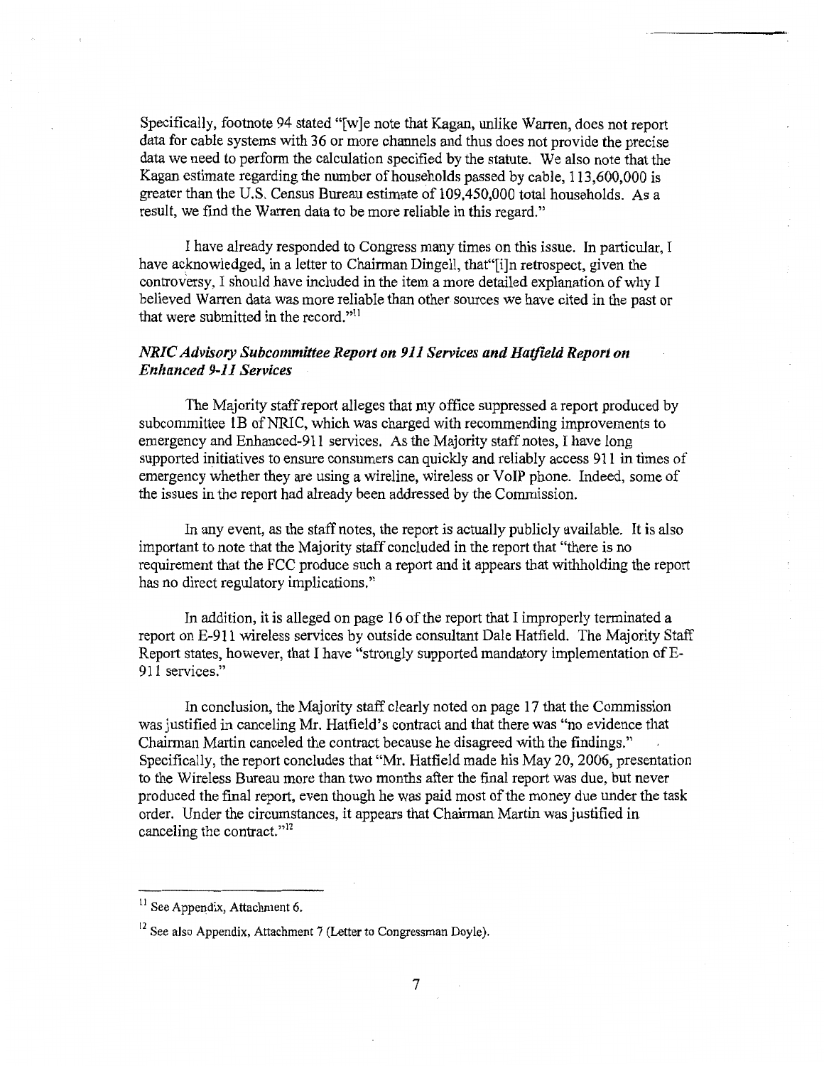Specifically, footnote 94 stated "[w]e note that Kagan, unlike Warren, does not report data for cable systems with 36 or more channels and thus does not provide the precise data we need to perform the calculation specified by the statute. We also note that the Kagan estimate regarding the number of households passed by cable, 113,600,000 is greater than the U.S. Census Bureau estimate of 109,450,000 total households. As a result, we find the Warren data to be more reliable in this regard."

I have already responded to Congress many times on this issue. In particular, I have acknowledged, in a letter to Chairman Dingell, that"[i]n retrospect, given the controversy, I should have included in the item a more detailed explanation of why I believed Warren data was more reliable than other sources we have cited in the past or that were submitted in the record."[11]

***NRIC Advisory Subcommittee Report on 911 Services and Hatfield Report on Enhanced 9-11 Services***

The Majority staff report alleges that my office suppressed a report produced by subcommittee 1B of NRIC, which was charged with recommending improvements to emergency and Enhanced-911 services. As the Majority staff notes, I have long supported initiatives to ensure consumers can quickly and reliably access 911 in times of emergency whether they are using a wireline, wireless or VoIP phone. Indeed, some of the issues in the report had already been addressed by the Commission.

In any event, as the staff notes, the report is actually publicly available. It is also important to note that the Majority staff concluded in the report that "there is no requirement that the FCC produce such a report and it appears that withholding the report has no direct regulatory implications."

In addition, it is alleged on page 16 of the report that I improperly terminated a report on E-911 wireless services by outside consultant Dale Hatfield. The Majority Staff Report states, however, that I have "strongly supported mandatory implementation of E-911 services."

In conclusion, the Majority staff clearly noted on page 17 that the Commission was justified in canceling Mr. Hatfield's contract and that there was "no evidence that Chairman Martin canceled the contract because he disagreed with the findings." Specifically, the report concludes that "Mr. Hatfield made his May 20, 2006, presentation to the Wireless Bureau more than two months after the final report was due, but never produced the final report, even though he was paid most of the money due under the task order. Under the circumstances, it appears that Chairman Martin was justified in canceling the contract."[12]

---

[11] See Appendix, Attachment 6.

[12] See also Appendix, Attachment 7 (Letter to Congressman Doyle).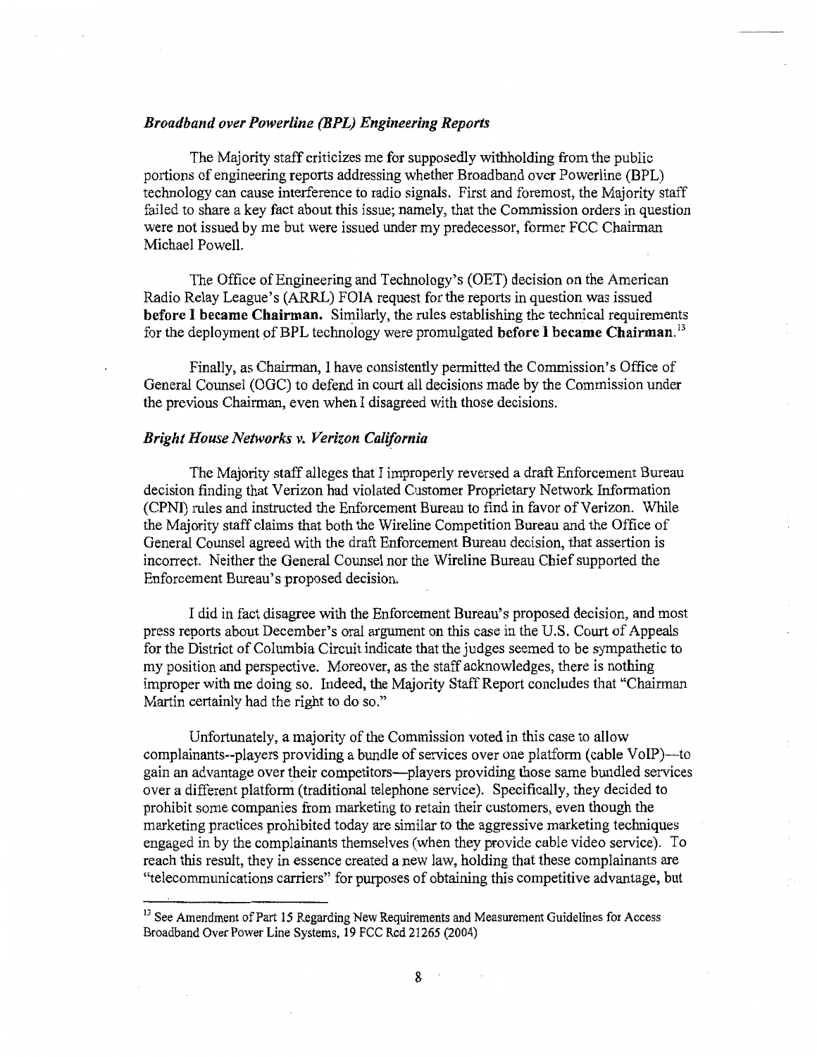### *Broadband over Powerline (BPL) Engineering Reports*

The Majority staff criticizes me for supposedly withholding from the public portions of engineering reports addressing whether Broadband over Powerline (BPL) technology can cause interference to radio signals. First and foremost, the Majority staff failed to share a key fact about this issue; namely, that the Commission orders in question were not issued by me but were issued under my predecessor, former FCC Chairman Michael Powell.

The Office of Engineering and Technology's (OET) decision on the American Radio Relay League's (ARRL) FOIA request for the reports in question was issued **before I became Chairman.** Similarly, the rules establishing the technical requirements for the deployment of BPL technology were promulgated **before I became Chairman.**[13]

Finally, as Chairman, I have consistently permitted the Commission's Office of General Counsel (OGC) to defend in court all decisions made by the Commission under the previous Chairman, even when I disagreed with those decisions.

### *Bright House Networks v. Verizon California*

The Majority staff alleges that I improperly reversed a draft Enforcement Bureau decision finding that Verizon had violated Customer Proprietary Network Information (CPNI) rules and instructed the Enforcement Bureau to find in favor of Verizon. While the Majority staff claims that both the Wireline Competition Bureau and the Office of General Counsel agreed with the draft Enforcement Bureau decision, that assertion is incorrect. Neither the General Counsel nor the Wireline Bureau Chief supported the Enforcement Bureau's proposed decision.

I did in fact disagree with the Enforcement Bureau's proposed decision, and most press reports about December's oral argument on this case in the U.S. Court of Appeals for the District of Columbia Circuit indicate that the judges seemed to be sympathetic to my position and perspective. Moreover, as the staff acknowledges, there is nothing improper with me doing so. Indeed, the Majority Staff Report concludes that "Chairman Martin certainly had the right to do so."

Unfortunately, a majority of the Commission voted in this case to allow complainants--players providing a bundle of services over one platform (cable VoIP)—to gain an advantage over their competitors—players providing those same bundled services over a different platform (traditional telephone service). Specifically, they decided to prohibit some companies from marketing to retain their customers, even though the marketing practices prohibited today are similar to the aggressive marketing techniques engaged in by the complainants themselves (when they provide cable video service). To reach this result, they in essence created a new law, holding that these complainants are "telecommunications carriers" for purposes of obtaining this competitive advantage, but

---

[13] See Amendment of Part 15 Regarding New Requirements and Measurement Guidelines for Access Broadband Over Power Line Systems, 19 FCC Rcd 21265 (2004)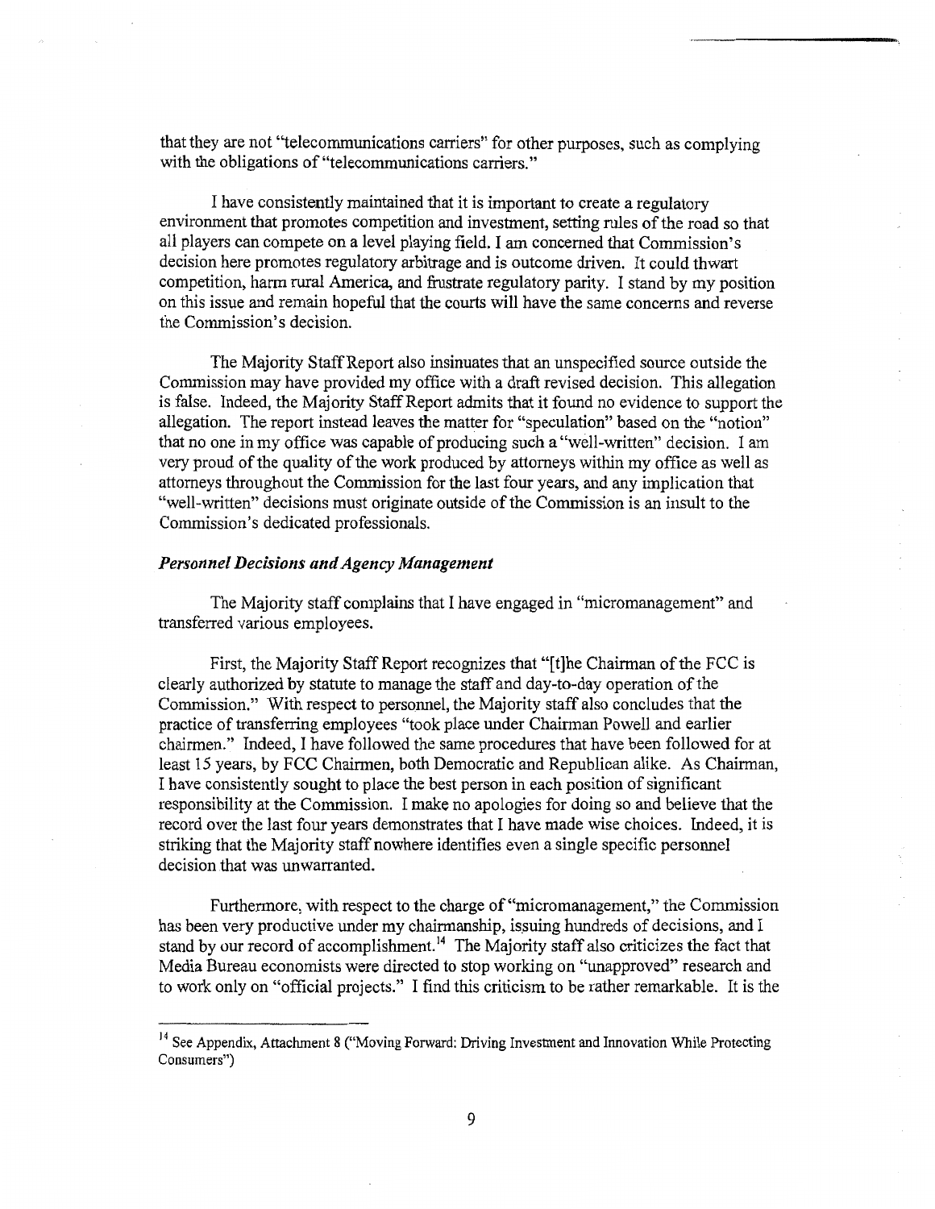that they are not "telecommunications carriers" for other purposes, such as complying with the obligations of "telecommunications carriers."

I have consistently maintained that it is important to create a regulatory environment that promotes competition and investment, setting rules of the road so that all players can compete on a level playing field. I am concerned that Commission's decision here promotes regulatory arbitrage and is outcome driven. It could thwart competition, harm rural America, and frustrate regulatory parity. I stand by my position on this issue and remain hopeful that the courts will have the same concerns and reverse the Commission's decision.

The Majority Staff Report also insinuates that an unspecified source outside the Commission may have provided my office with a draft revised decision. This allegation is false. Indeed, the Majority Staff Report admits that it found no evidence to support the allegation. The report instead leaves the matter for "speculation" based on the "notion" that no one in my office was capable of producing such a "well-written" decision. I am very proud of the quality of the work produced by attorneys within my office as well as attorneys throughout the Commission for the last four years, and any implication that "well-written" decisions must originate outside of the Commission is an insult to the Commission's dedicated professionals.

***Personnel Decisions and Agency Management***

The Majority staff complains that I have engaged in "micromanagement" and transferred various employees.

First, the Majority Staff Report recognizes that "[t]he Chairman of the FCC is clearly authorized by statute to manage the staff and day-to-day operation of the Commission." With respect to personnel, the Majority staff also concludes that the practice of transferring employees "took place under Chairman Powell and earlier chairmen." Indeed, I have followed the same procedures that have been followed for at least 15 years, by FCC Chairmen, both Democratic and Republican alike. As Chairman, I have consistently sought to place the best person in each position of significant responsibility at the Commission. I make no apologies for doing so and believe that the record over the last four years demonstrates that I have made wise choices. Indeed, it is striking that the Majority staff nowhere identifies even a single specific personnel decision that was unwarranted.

Furthermore, with respect to the charge of "micromanagement," the Commission has been very productive under my chairmanship, issuing hundreds of decisions, and I stand by our record of accomplishment.[14] The Majority staff also criticizes the fact that Media Bureau economists were directed to stop working on "unapproved" research and to work only on "official projects." I find this criticism to be rather remarkable. It is the

[14] See Appendix, Attachment 8 ("Moving Forward: Driving Investment and Innovation While Protecting Consumers")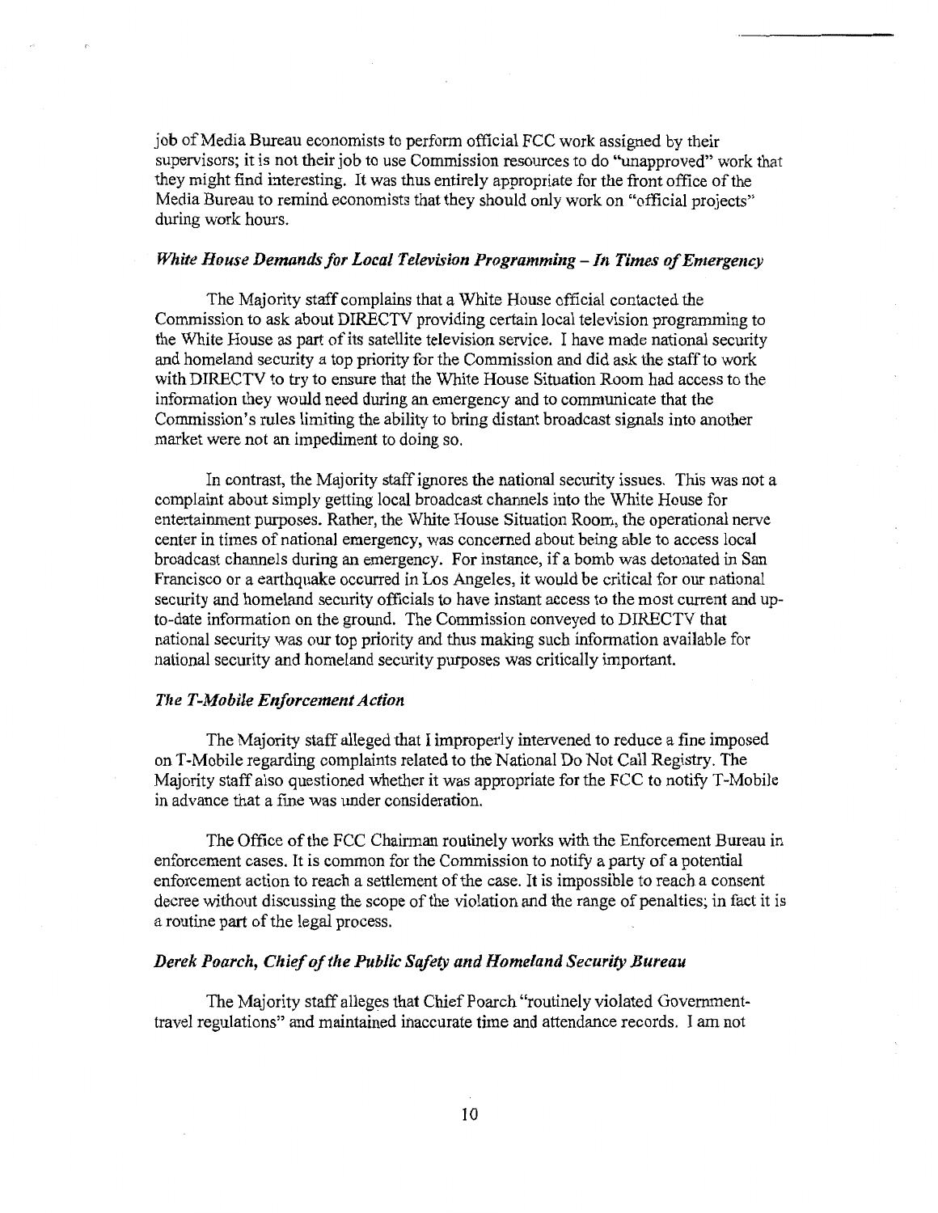job of Media Bureau economists to perform official FCC work assigned by their supervisors; it is not their job to use Commission resources to do "unapproved" work that they might find interesting. It was thus entirely appropriate for the front office of the Media Bureau to remind economists that they should only work on "official projects" during work hours.

### *White House Demands for Local Television Programming – In Times of Emergency*

The Majority staff complains that a White House official contacted the Commission to ask about DIRECTV providing certain local television programming to the White House as part of its satellite television service. I have made national security and homeland security a top priority for the Commission and did ask the staff to work with DIRECTV to try to ensure that the White House Situation Room had access to the information they would need during an emergency and to communicate that the Commission's rules limiting the ability to bring distant broadcast signals into another market were not an impediment to doing so.

In contrast, the Majority staff ignores the national security issues. This was not a complaint about simply getting local broadcast channels into the White House for entertainment purposes. Rather, the White House Situation Room, the operational nerve center in times of national emergency, was concerned about being able to access local broadcast channels during an emergency. For instance, if a bomb was detonated in San Francisco or a earthquake occurred in Los Angeles, it would be critical for our national security and homeland security officials to have instant access to the most current and up-to-date information on the ground. The Commission conveyed to DIRECTV that national security was our top priority and thus making such information available for national security and homeland security purposes was critically important.

### *The T-Mobile Enforcement Action*

The Majority staff alleged that I improperly intervened to reduce a fine imposed on T-Mobile regarding complaints related to the National Do Not Call Registry. The Majority staff also questioned whether it was appropriate for the FCC to notify T-Mobile in advance that a fine was under consideration.

The Office of the FCC Chairman routinely works with the Enforcement Bureau in enforcement cases. It is common for the Commission to notify a party of a potential enforcement action to reach a settlement of the case. It is impossible to reach a consent decree without discussing the scope of the violation and the range of penalties; in fact it is a routine part of the legal process.

### *Derek Poarch, Chief of the Public Safety and Homeland Security Bureau*

The Majority staff alleges that Chief Poarch "routinely violated Government-travel regulations" and maintained inaccurate time and attendance records. I am not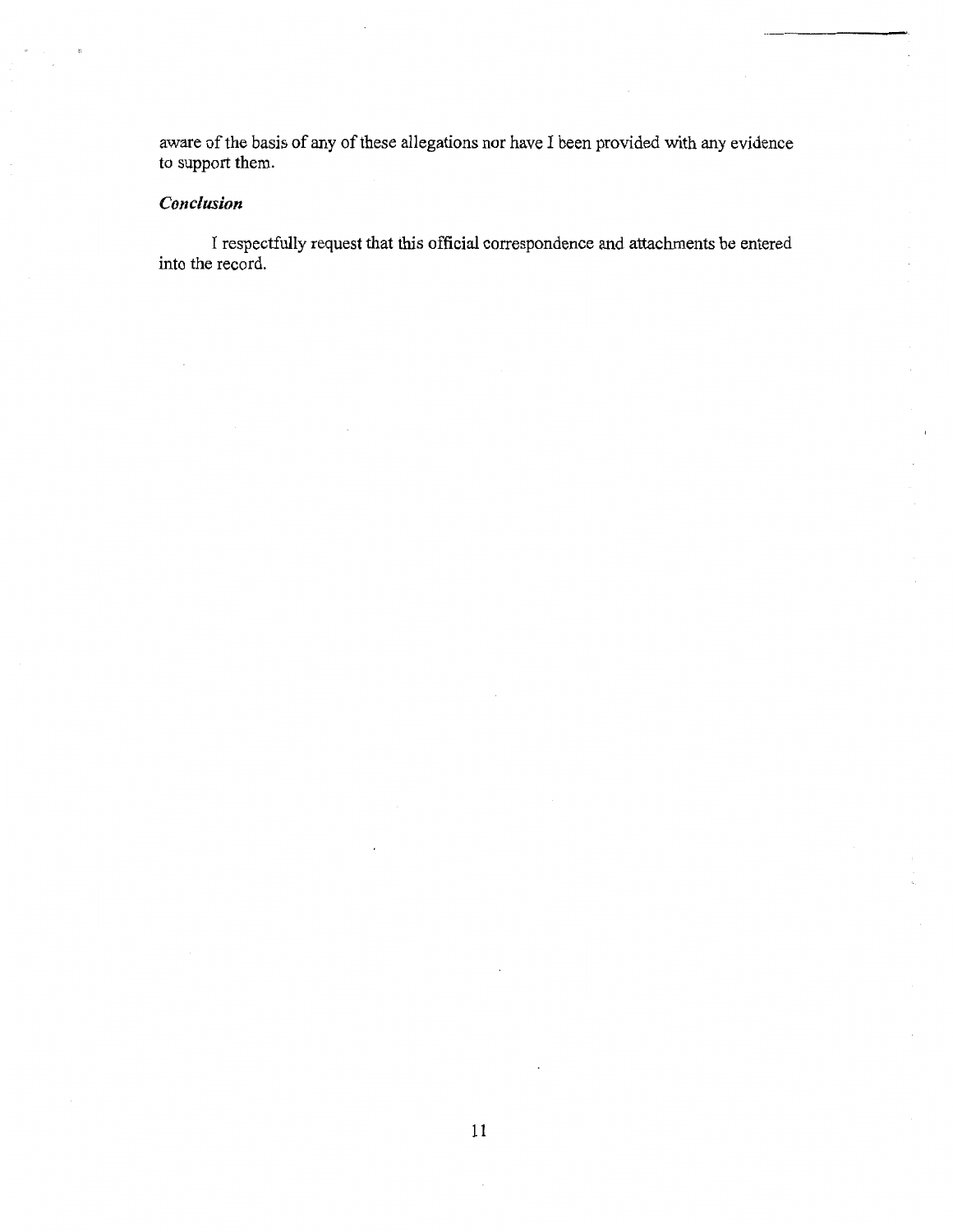aware of the basis of any of these allegations nor have I been provided with any evidence to support them.

***Conclusion***

I respectfully request that this official correspondence and attachments be entered into the record.